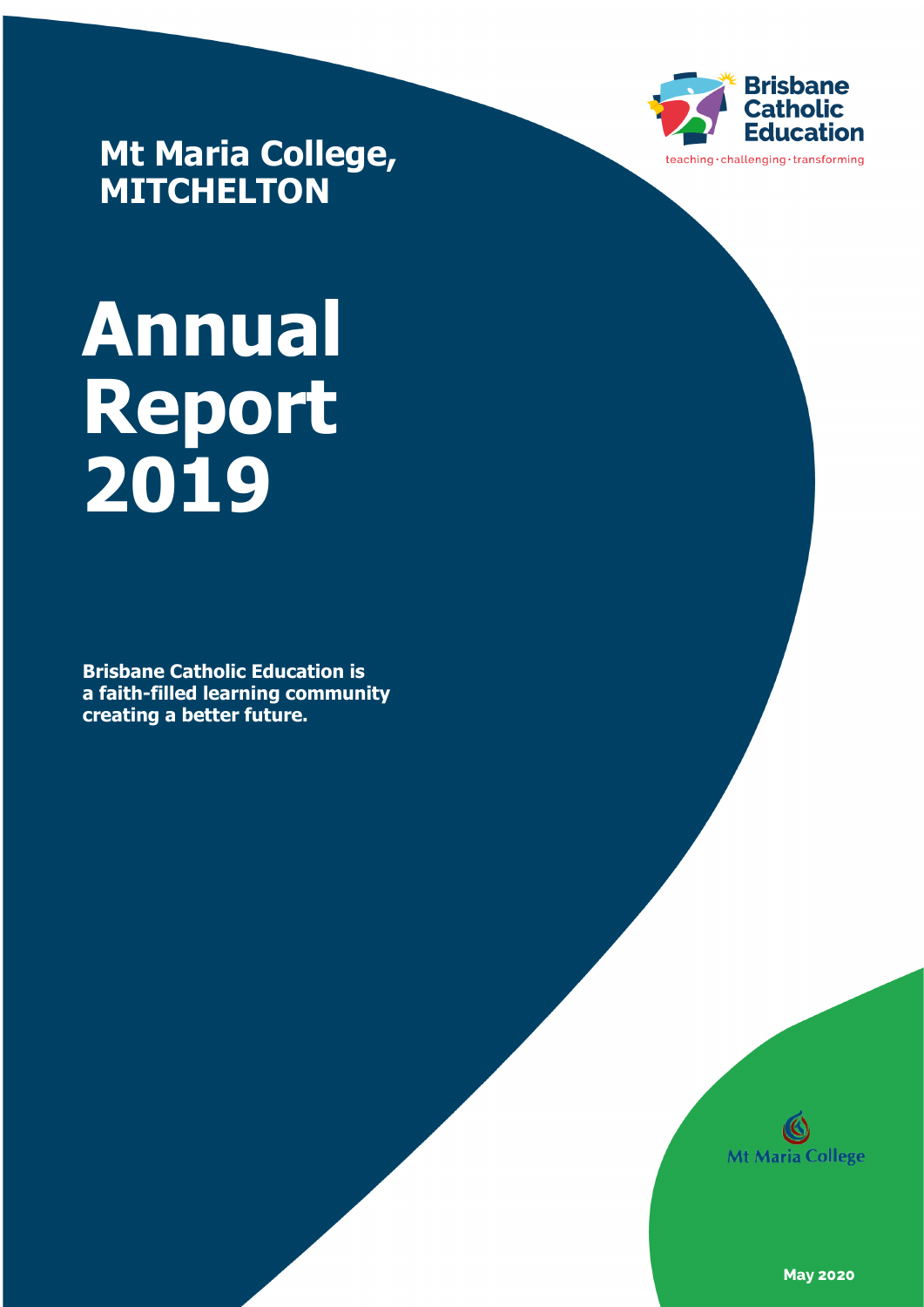# Mt Maria College, MITCHELTON

Brisbane Catholic Education

teaching · challenging · transforming

# Annual Report 2019

**Brisbane Catholic Education is a faith-filled learning community creating a better future.**

Mt Maria College

**May 2020**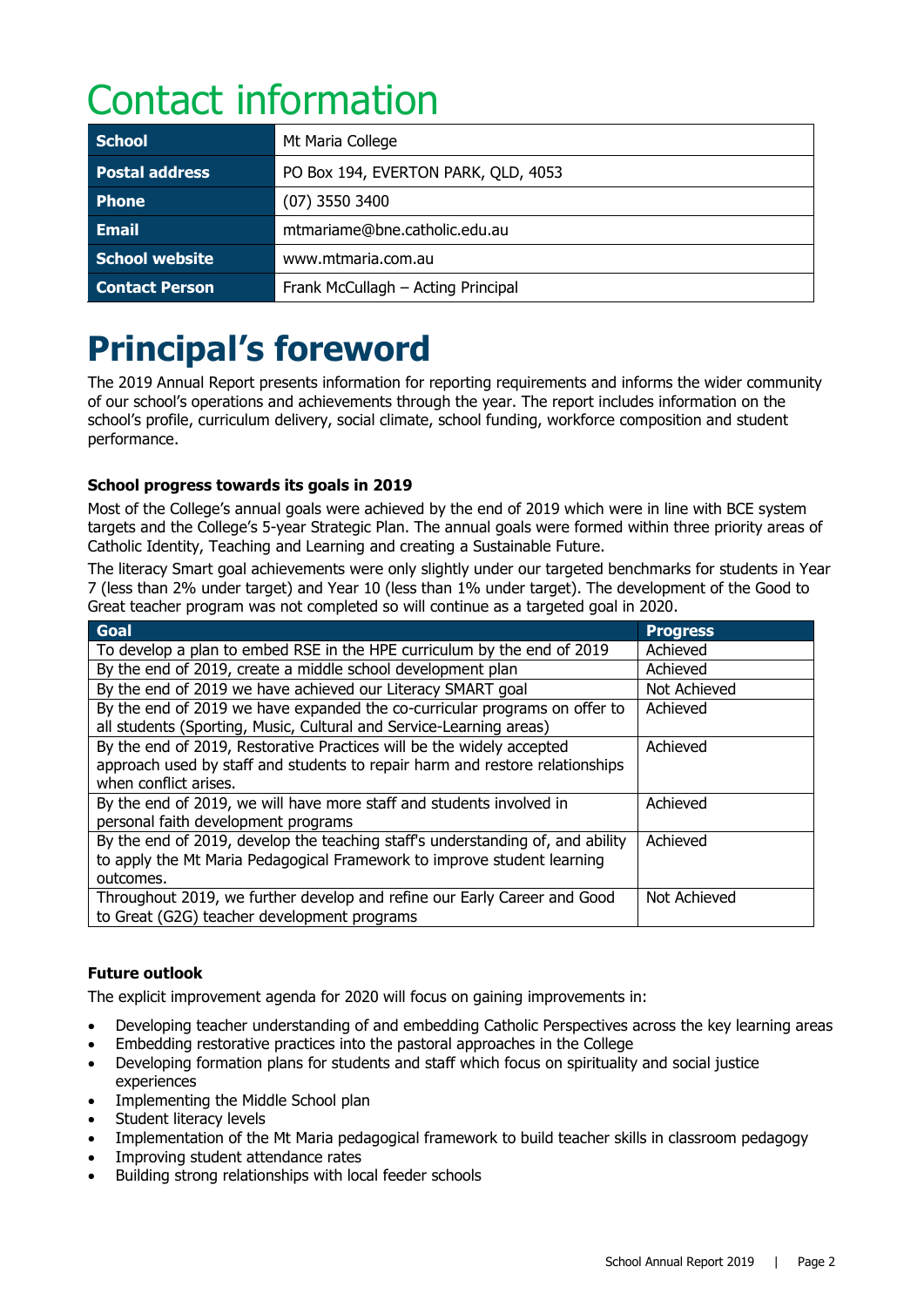# Contact information

| School | Mt Maria College |
|---|---|
| Postal address | PO Box 194, EVERTON PARK, QLD, 4053 |
| Phone | (07) 3550 3400 |
| Email | mtmariame@bne.catholic.edu.au |
| School website | www.mtmaria.com.au |
| Contact Person | Frank McCullagh – Acting Principal |

# Principal's foreword

The 2019 Annual Report presents information for reporting requirements and informs the wider community of our school's operations and achievements through the year. The report includes information on the school's profile, curriculum delivery, social climate, school funding, workforce composition and student performance.

**School progress towards its goals in 2019**

Most of the College's annual goals were achieved by the end of 2019 which were in line with BCE system targets and the College's 5-year Strategic Plan. The annual goals were formed within three priority areas of Catholic Identity, Teaching and Learning and creating a Sustainable Future.

The literacy Smart goal achievements were only slightly under our targeted benchmarks for students in Year 7 (less than 2% under target) and Year 10 (less than 1% under target). The development of the Good to Great teacher program was not completed so will continue as a targeted goal in 2020.

| Goal | Progress |
|---|---|
| To develop a plan to embed RSE in the HPE curriculum by the end of 2019 | Achieved |
| By the end of 2019, create a middle school development plan | Achieved |
| By the end of 2019 we have achieved our Literacy SMART goal | Not Achieved |
| By the end of 2019 we have expanded the co-curricular programs on offer to all students (Sporting, Music, Cultural and Service-Learning areas) | Achieved |
| By the end of 2019, Restorative Practices will be the widely accepted approach used by staff and students to repair harm and restore relationships when conflict arises. | Achieved |
| By the end of 2019, we will have more staff and students involved in personal faith development programs | Achieved |
| By the end of 2019, develop the teaching staff's understanding of, and ability to apply the Mt Maria Pedagogical Framework to improve student learning outcomes. | Achieved |
| Throughout 2019, we further develop and refine our Early Career and Good to Great (G2G) teacher development programs | Not Achieved |

**Future outlook**

The explicit improvement agenda for 2020 will focus on gaining improvements in:

- Developing teacher understanding of and embedding Catholic Perspectives across the key learning areas
- Embedding restorative practices into the pastoral approaches in the College
- Developing formation plans for students and staff which focus on spirituality and social justice experiences
- Implementing the Middle School plan
- Student literacy levels
- Implementation of the Mt Maria pedagogical framework to build teacher skills in classroom pedagogy
- Improving student attendance rates
- Building strong relationships with local feeder schools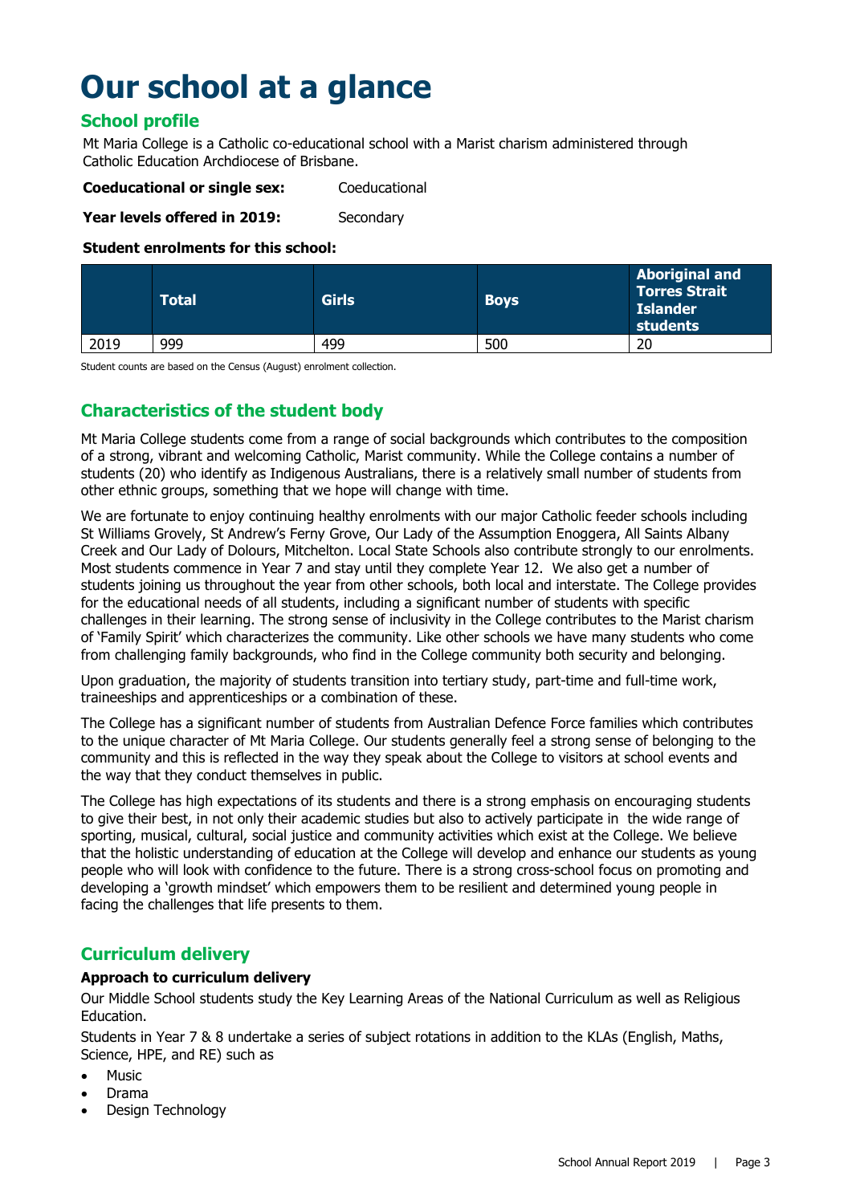# Our school at a glance

## School profile

Mt Maria College is a Catholic co-educational school with a Marist charism administered through Catholic Education Archdiocese of Brisbane.

**Coeducational or single sex:** Coeducational

**Year levels offered in 2019:** Secondary

**Student enrolments for this school:**

| | Total | Girls | Boys | Aboriginal and Torres Strait Islander students |
|---|---|---|---|---|
| 2019 | 999 | 499 | 500 | 20 |

Student counts are based on the Census (August) enrolment collection.

## Characteristics of the student body

Mt Maria College students come from a range of social backgrounds which contributes to the composition of a strong, vibrant and welcoming Catholic, Marist community. While the College contains a number of students (20) who identify as Indigenous Australians, there is a relatively small number of students from other ethnic groups, something that we hope will change with time.

We are fortunate to enjoy continuing healthy enrolments with our major Catholic feeder schools including St Williams Grovely, St Andrew's Ferny Grove, Our Lady of the Assumption Enoggera, All Saints Albany Creek and Our Lady of Dolours, Mitchelton. Local State Schools also contribute strongly to our enrolments. Most students commence in Year 7 and stay until they complete Year 12. We also get a number of students joining us throughout the year from other schools, both local and interstate. The College provides for the educational needs of all students, including a significant number of students with specific challenges in their learning. The strong sense of inclusivity in the College contributes to the Marist charism of 'Family Spirit' which characterizes the community. Like other schools we have many students who come from challenging family backgrounds, who find in the College community both security and belonging.

Upon graduation, the majority of students transition into tertiary study, part-time and full-time work, traineeships and apprenticeships or a combination of these.

The College has a significant number of students from Australian Defence Force families which contributes to the unique character of Mt Maria College. Our students generally feel a strong sense of belonging to the community and this is reflected in the way they speak about the College to visitors at school events and the way that they conduct themselves in public.

The College has high expectations of its students and there is a strong emphasis on encouraging students to give their best, in not only their academic studies but also to actively participate in the wide range of sporting, musical, cultural, social justice and community activities which exist at the College. We believe that the holistic understanding of education at the College will develop and enhance our students as young people who will look with confidence to the future. There is a strong cross-school focus on promoting and developing a 'growth mindset' which empowers them to be resilient and determined young people in facing the challenges that life presents to them.

## Curriculum delivery

**Approach to curriculum delivery**

Our Middle School students study the Key Learning Areas of the National Curriculum as well as Religious Education.

Students in Year 7 & 8 undertake a series of subject rotations in addition to the KLAs (English, Maths, Science, HPE, and RE) such as

- Music
- Drama
- Design Technology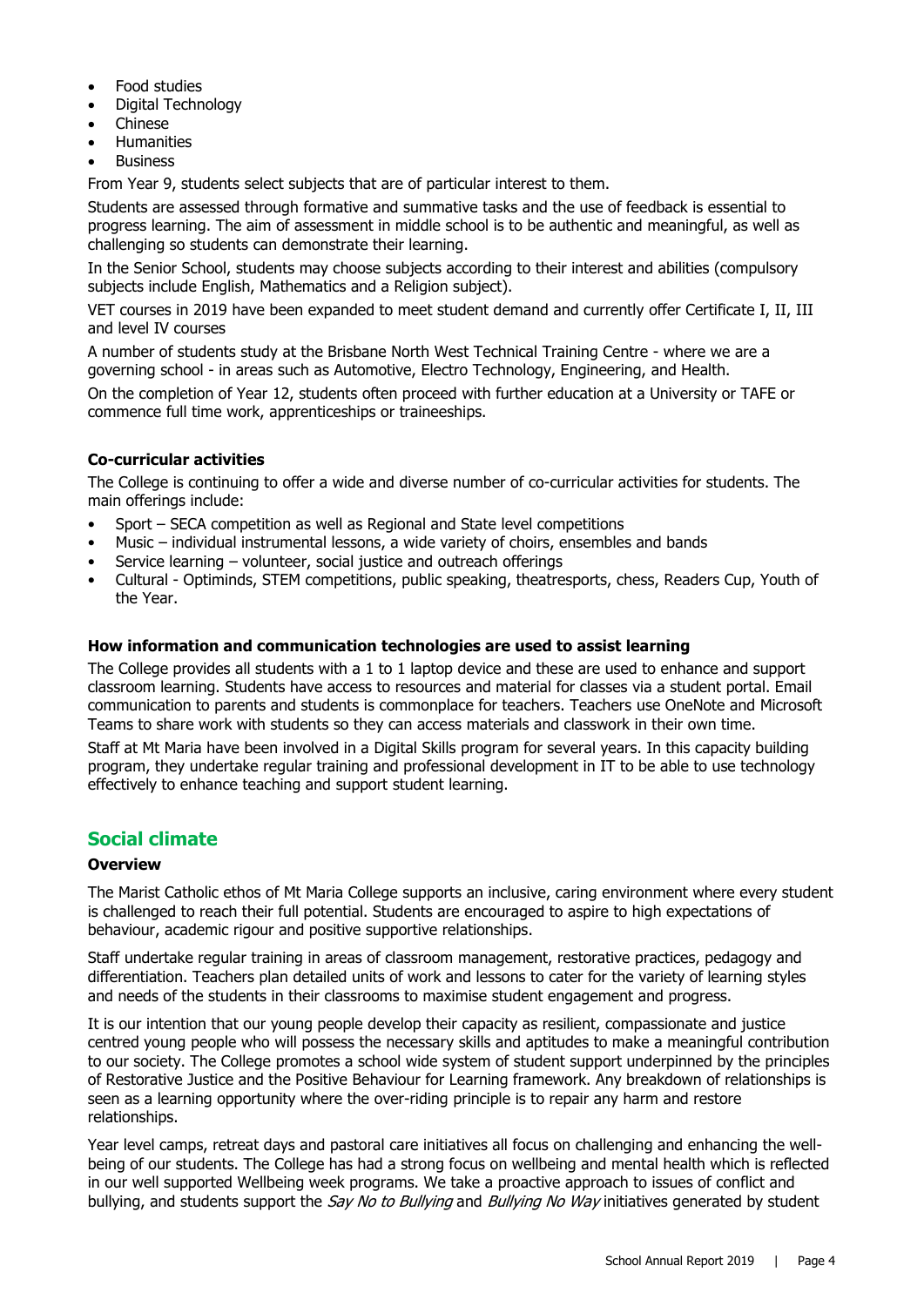- Food studies
- Digital Technology
- Chinese
- Humanities
- Business

From Year 9, students select subjects that are of particular interest to them.

Students are assessed through formative and summative tasks and the use of feedback is essential to progress learning. The aim of assessment in middle school is to be authentic and meaningful, as well as challenging so students can demonstrate their learning.

In the Senior School, students may choose subjects according to their interest and abilities (compulsory subjects include English, Mathematics and a Religion subject).

VET courses in 2019 have been expanded to meet student demand and currently offer Certificate I, II, III and level IV courses

A number of students study at the Brisbane North West Technical Training Centre - where we are a governing school - in areas such as Automotive, Electro Technology, Engineering, and Health.

On the completion of Year 12, students often proceed with further education at a University or TAFE or commence full time work, apprenticeships or traineeships.

**Co-curricular activities**

The College is continuing to offer a wide and diverse number of co-curricular activities for students. The main offerings include:

- Sport – SECA competition as well as Regional and State level competitions
- Music – individual instrumental lessons, a wide variety of choirs, ensembles and bands
- Service learning – volunteer, social justice and outreach offerings
- Cultural - Optiminds, STEM competitions, public speaking, theatresports, chess, Readers Cup, Youth of the Year.

**How information and communication technologies are used to assist learning**

The College provides all students with a 1 to 1 laptop device and these are used to enhance and support classroom learning. Students have access to resources and material for classes via a student portal. Email communication to parents and students is commonplace for teachers. Teachers use OneNote and Microsoft Teams to share work with students so they can access materials and classwork in their own time.

Staff at Mt Maria have been involved in a Digital Skills program for several years. In this capacity building program, they undertake regular training and professional development in IT to be able to use technology effectively to enhance teaching and support student learning.

## Social climate

**Overview**

The Marist Catholic ethos of Mt Maria College supports an inclusive, caring environment where every student is challenged to reach their full potential. Students are encouraged to aspire to high expectations of behaviour, academic rigour and positive supportive relationships.

Staff undertake regular training in areas of classroom management, restorative practices, pedagogy and differentiation. Teachers plan detailed units of work and lessons to cater for the variety of learning styles and needs of the students in their classrooms to maximise student engagement and progress.

It is our intention that our young people develop their capacity as resilient, compassionate and justice centred young people who will possess the necessary skills and aptitudes to make a meaningful contribution to our society. The College promotes a school wide system of student support underpinned by the principles of Restorative Justice and the Positive Behaviour for Learning framework. Any breakdown of relationships is seen as a learning opportunity where the over-riding principle is to repair any harm and restore relationships.

Year level camps, retreat days and pastoral care initiatives all focus on challenging and enhancing the well-being of our students. The College has had a strong focus on wellbeing and mental health which is reflected in our well supported Wellbeing week programs. We take a proactive approach to issues of conflict and bullying, and students support the *Say No to Bullying* and *Bullying No Way* initiatives generated by student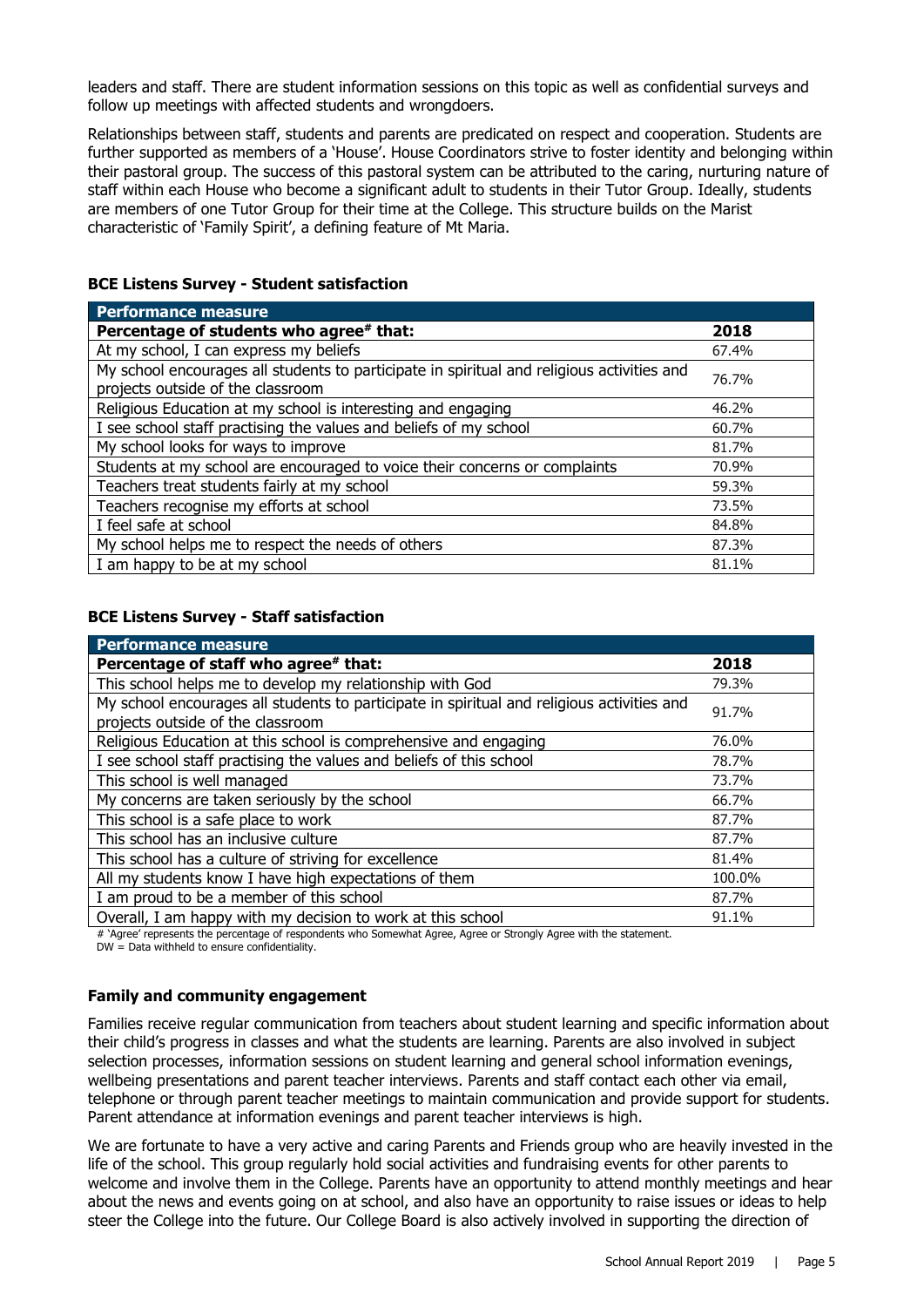leaders and staff. There are student information sessions on this topic as well as confidential surveys and follow up meetings with affected students and wrongdoers.

Relationships between staff, students and parents are predicated on respect and cooperation. Students are further supported as members of a 'House'. House Coordinators strive to foster identity and belonging within their pastoral group. The success of this pastoral system can be attributed to the caring, nurturing nature of staff within each House who become a significant adult to students in their Tutor Group. Ideally, students are members of one Tutor Group for their time at the College. This structure builds on the Marist characteristic of 'Family Spirit', a defining feature of Mt Maria.

### BCE Listens Survey - Student satisfaction

| Performance measure | |
|---|---|
| **Percentage of students who agree# that:** | **2018** |
| At my school, I can express my beliefs | 67.4% |
| My school encourages all students to participate in spiritual and religious activities and projects outside of the classroom | 76.7% |
| Religious Education at my school is interesting and engaging | 46.2% |
| I see school staff practising the values and beliefs of my school | 60.7% |
| My school looks for ways to improve | 81.7% |
| Students at my school are encouraged to voice their concerns or complaints | 70.9% |
| Teachers treat students fairly at my school | 59.3% |
| Teachers recognise my efforts at school | 73.5% |
| I feel safe at school | 84.8% |
| My school helps me to respect the needs of others | 87.3% |
| I am happy to be at my school | 81.1% |

### BCE Listens Survey - Staff satisfaction

| Performance measure | |
|---|---|
| **Percentage of staff who agree# that:** | **2018** |
| This school helps me to develop my relationship with God | 79.3% |
| My school encourages all students to participate in spiritual and religious activities and projects outside of the classroom | 91.7% |
| Religious Education at this school is comprehensive and engaging | 76.0% |
| I see school staff practising the values and beliefs of this school | 78.7% |
| This school is well managed | 73.7% |
| My concerns are taken seriously by the school | 66.7% |
| This school is a safe place to work | 87.7% |
| This school has an inclusive culture | 87.7% |
| This school has a culture of striving for excellence | 81.4% |
| All my students know I have high expectations of them | 100.0% |
| I am proud to be a member of this school | 87.7% |
| Overall, I am happy with my decision to work at this school | 91.1% |

# 'Agree' represents the percentage of respondents who Somewhat Agree, Agree or Strongly Agree with the statement.
DW = Data withheld to ensure confidentiality.

### Family and community engagement

Families receive regular communication from teachers about student learning and specific information about their child's progress in classes and what the students are learning. Parents are also involved in subject selection processes, information sessions on student learning and general school information evenings, wellbeing presentations and parent teacher interviews. Parents and staff contact each other via email, telephone or through parent teacher meetings to maintain communication and provide support for students. Parent attendance at information evenings and parent teacher interviews is high.

We are fortunate to have a very active and caring Parents and Friends group who are heavily invested in the life of the school. This group regularly hold social activities and fundraising events for other parents to welcome and involve them in the College. Parents have an opportunity to attend monthly meetings and hear about the news and events going on at school, and also have an opportunity to raise issues or ideas to help steer the College into the future. Our College Board is also actively involved in supporting the direction of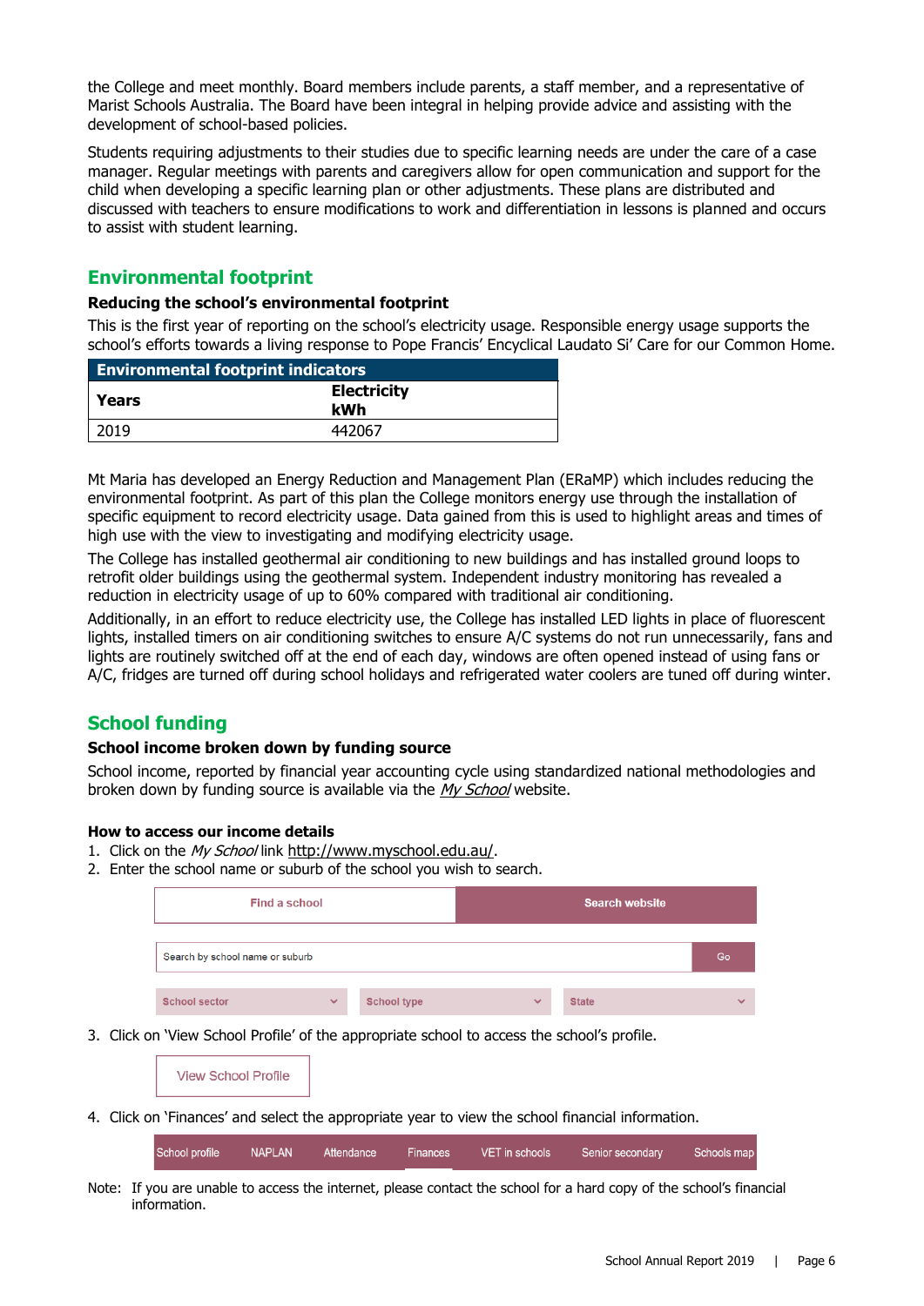the College and meet monthly. Board members include parents, a staff member, and a representative of Marist Schools Australia. The Board have been integral in helping provide advice and assisting with the development of school-based policies.

Students requiring adjustments to their studies due to specific learning needs are under the care of a case manager. Regular meetings with parents and caregivers allow for open communication and support for the child when developing a specific learning plan or other adjustments. These plans are distributed and discussed with teachers to ensure modifications to work and differentiation in lessons is planned and occurs to assist with student learning.

## Environmental footprint

### Reducing the school's environmental footprint

This is the first year of reporting on the school's electricity usage. Responsible energy usage supports the school's efforts towards a living response to Pope Francis' Encyclical Laudato Si' Care for our Common Home.

| Environmental footprint indicators | |
|---|---|
| **Years** | **Electricity kWh** |
| 2019 | 442067 |

Mt Maria has developed an Energy Reduction and Management Plan (ERaMP) which includes reducing the environmental footprint. As part of this plan the College monitors energy use through the installation of specific equipment to record electricity usage. Data gained from this is used to highlight areas and times of high use with the view to investigating and modifying electricity usage.

The College has installed geothermal air conditioning to new buildings and has installed ground loops to retrofit older buildings using the geothermal system. Independent industry monitoring has revealed a reduction in electricity usage of up to 60% compared with traditional air conditioning.

Additionally, in an effort to reduce electricity use, the College has installed LED lights in place of fluorescent lights, installed timers on air conditioning switches to ensure A/C systems do not run unnecessarily, fans and lights are routinely switched off at the end of each day, windows are often opened instead of using fans or A/C, fridges are turned off during school holidays and refrigerated water coolers are tuned off during winter.

## School funding

### School income broken down by funding source

School income, reported by financial year accounting cycle using standardized national methodologies and broken down by funding source is available via the *My School* website.

### How to access our income details

1. Click on the *My School* link http://www.myschool.edu.au/.
2. Enter the school name or suburb of the school you wish to search.

   Find a school | Search website

   Search by school name or suburb | Go

   School sector | School type | State

3. Click on 'View School Profile' of the appropriate school to access the school's profile.

   View School Profile

4. Click on 'Finances' and select the appropriate year to view the school financial information.

   School profile | NAPLAN | Attendance | Finances | VET in schools | Senior secondary | Schools map

Note: If you are unable to access the internet, please contact the school for a hard copy of the school's financial information.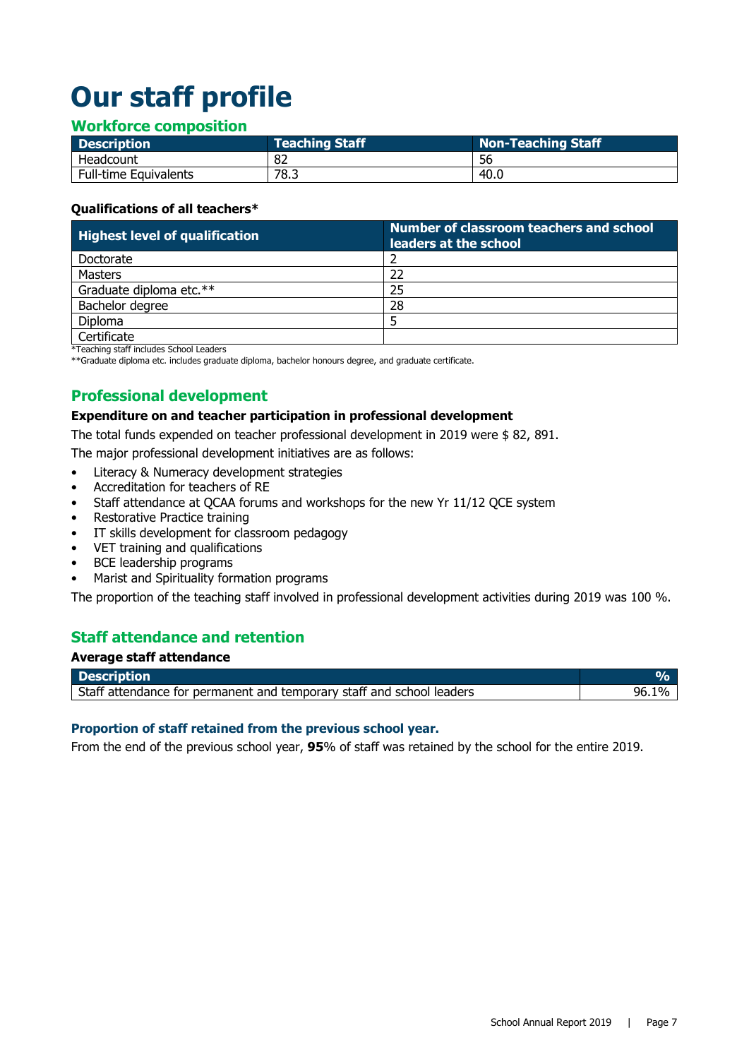# Our staff profile

## Workforce composition

| Description | Teaching Staff | Non-Teaching Staff |
|---|---|---|
| Headcount | 82 | 56 |
| Full-time Equivalents | 78.3 | 40.0 |

**Qualifications of all teachers***

| Highest level of qualification | Number of classroom teachers and school leaders at the school |
|---|---|
| Doctorate | 2 |
| Masters | 22 |
| Graduate diploma etc.** | 25 |
| Bachelor degree | 28 |
| Diploma | 5 |
| Certificate | |

*Teaching staff includes School Leaders

**Graduate diploma etc. includes graduate diploma, bachelor honours degree, and graduate certificate.

## Professional development

**Expenditure on and teacher participation in professional development**

The total funds expended on teacher professional development in 2019 were $ 82, 891.

The major professional development initiatives are as follows:

- Literacy & Numeracy development strategies
- Accreditation for teachers of RE
- Staff attendance at QCAA forums and workshops for the new Yr 11/12 QCE system
- Restorative Practice training
- IT skills development for classroom pedagogy
- VET training and qualifications
- BCE leadership programs
- Marist and Spirituality formation programs

The proportion of the teaching staff involved in professional development activities during 2019 was 100 %.

## Staff attendance and retention

**Average staff attendance**

| Description | % |
|---|---|
| Staff attendance for permanent and temporary staff and school leaders | 96.1% |

### Proportion of staff retained from the previous school year.

From the end of the previous school year, **95**% of staff was retained by the school for the entire 2019.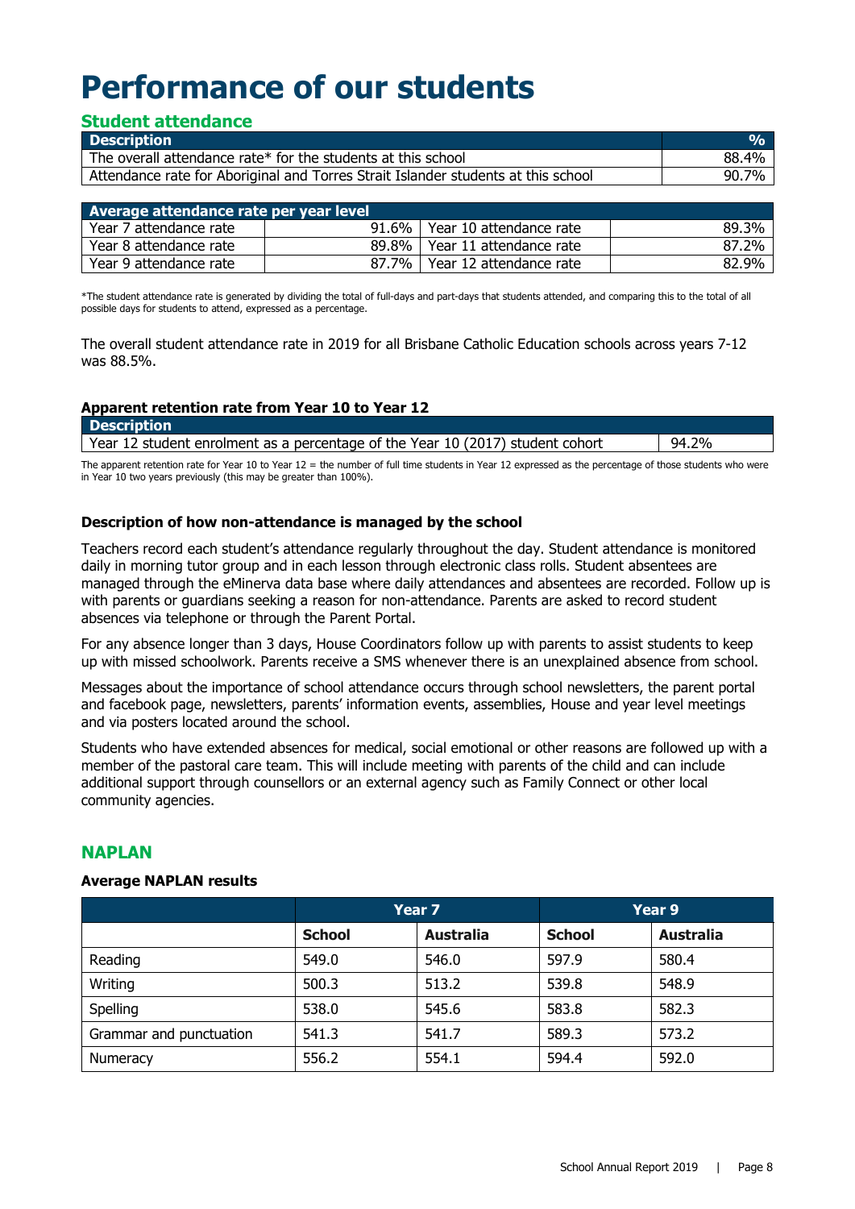# Performance of our students

## Student attendance

| Description | % |
|---|---|
| The overall attendance rate* for the students at this school | 88.4% |
| Attendance rate for Aboriginal and Torres Strait Islander students at this school | 90.7% |

| Average attendance rate per year level | | | |
|---|---|---|---|
| Year 7 attendance rate | 91.6% | Year 10 attendance rate | 89.3% |
| Year 8 attendance rate | 89.8% | Year 11 attendance rate | 87.2% |
| Year 9 attendance rate | 87.7% | Year 12 attendance rate | 82.9% |

*The student attendance rate is generated by dividing the total of full-days and part-days that students attended, and comparing this to the total of all possible days for students to attend, expressed as a percentage.

The overall student attendance rate in 2019 for all Brisbane Catholic Education schools across years 7-12 was 88.5%.

**Apparent retention rate from Year 10 to Year 12**

| Description | |
|---|---|
| Year 12 student enrolment as a percentage of the Year 10 (2017) student cohort | 94.2% |

The apparent retention rate for Year 10 to Year 12 = the number of full time students in Year 12 expressed as the percentage of those students who were in Year 10 two years previously (this may be greater than 100%).

**Description of how non-attendance is managed by the school**

Teachers record each student's attendance regularly throughout the day. Student attendance is monitored daily in morning tutor group and in each lesson through electronic class rolls. Student absentees are managed through the eMinerva data base where daily attendances and absentees are recorded. Follow up is with parents or guardians seeking a reason for non-attendance. Parents are asked to record student absences via telephone or through the Parent Portal.

For any absence longer than 3 days, House Coordinators follow up with parents to assist students to keep up with missed schoolwork. Parents receive a SMS whenever there is an unexplained absence from school.

Messages about the importance of school attendance occurs through school newsletters, the parent portal and facebook page, newsletters, parents' information events, assemblies, House and year level meetings and via posters located around the school.

Students who have extended absences for medical, social emotional or other reasons are followed up with a member of the pastoral care team. This will include meeting with parents of the child and can include additional support through counsellors or an external agency such as Family Connect or other local community agencies.

## NAPLAN

**Average NAPLAN results**

| | Year 7 | | Year 9 | |
|---|---|---|---|---|
| | School | Australia | School | Australia |
| Reading | 549.0 | 546.0 | 597.9 | 580.4 |
| Writing | 500.3 | 513.2 | 539.8 | 548.9 |
| Spelling | 538.0 | 545.6 | 583.8 | 582.3 |
| Grammar and punctuation | 541.3 | 541.7 | 589.3 | 573.2 |
| Numeracy | 556.2 | 554.1 | 594.4 | 592.0 |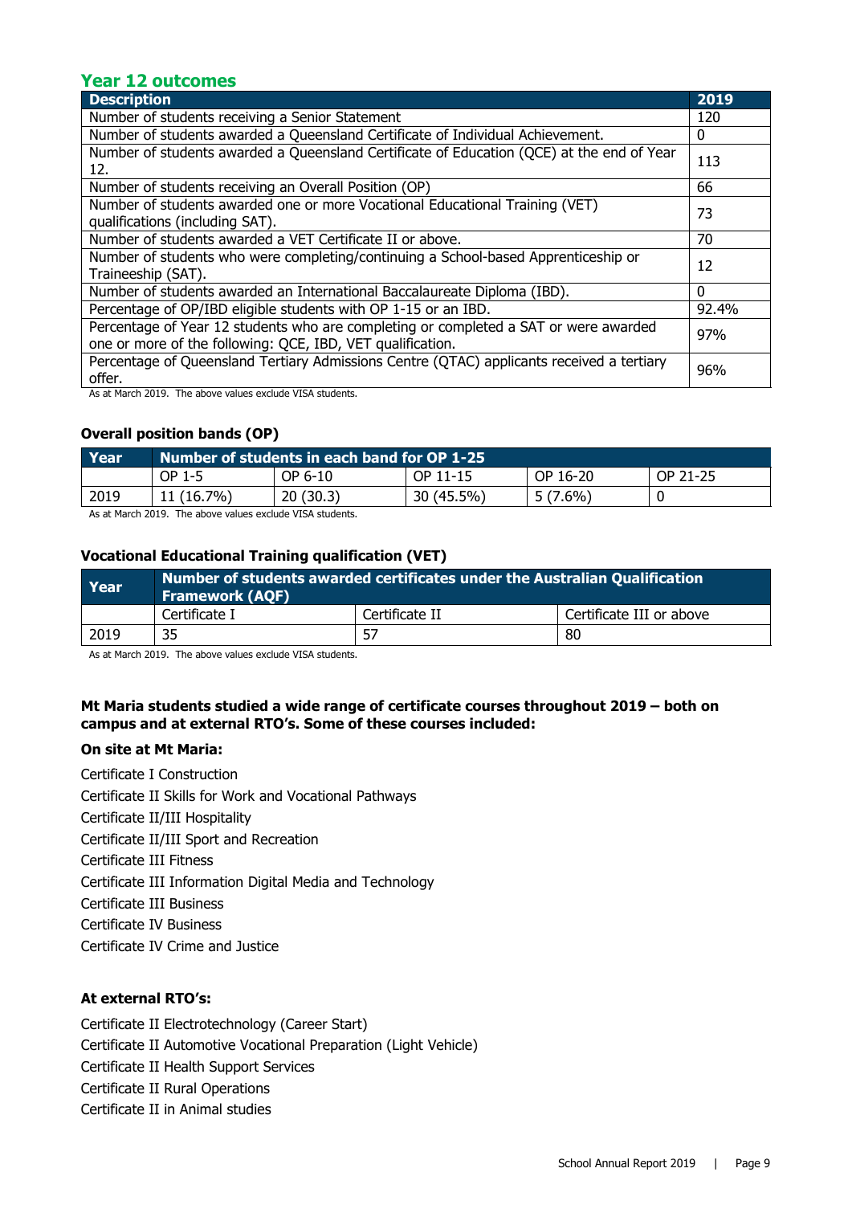## Year 12 outcomes

| Description | 2019 |
|---|---|
| Number of students receiving a Senior Statement | 120 |
| Number of students awarded a Queensland Certificate of Individual Achievement. | 0 |
| Number of students awarded a Queensland Certificate of Education (QCE) at the end of Year 12. | 113 |
| Number of students receiving an Overall Position (OP) | 66 |
| Number of students awarded one or more Vocational Educational Training (VET) qualifications (including SAT). | 73 |
| Number of students awarded a VET Certificate II or above. | 70 |
| Number of students who were completing/continuing a School-based Apprenticeship or Traineeship (SAT). | 12 |
| Number of students awarded an International Baccalaureate Diploma (IBD). | 0 |
| Percentage of OP/IBD eligible students with OP 1-15 or an IBD. | 92.4% |
| Percentage of Year 12 students who are completing or completed a SAT or were awarded one or more of the following: QCE, IBD, VET qualification. | 97% |
| Percentage of Queensland Tertiary Admissions Centre (QTAC) applicants received a tertiary offer. | 96% |

As at March 2019. The above values exclude VISA students.

### Overall position bands (OP)

| Year | Number of students in each band for OP 1-25 | | | | |
|---|---|---|---|---|---|
| | OP 1-5 | OP 6-10 | OP 11-15 | OP 16-20 | OP 21-25 |
| 2019 | 11 (16.7%) | 20 (30.3) | 30 (45.5%) | 5 (7.6%) | 0 |

As at March 2019. The above values exclude VISA students.

### Vocational Educational Training qualification (VET)

| Year | Number of students awarded certificates under the Australian Qualification Framework (AQF) | | |
|---|---|---|---|
| | Certificate I | Certificate II | Certificate III or above |
| 2019 | 35 | 57 | 80 |

As at March 2019. The above values exclude VISA students.

**Mt Maria students studied a wide range of certificate courses throughout 2019 – both on campus and at external RTO's. Some of these courses included:**

**On site at Mt Maria:**

Certificate I Construction
Certificate II Skills for Work and Vocational Pathways
Certificate II/III Hospitality
Certificate II/III Sport and Recreation
Certificate III Fitness
Certificate III Information Digital Media and Technology
Certificate III Business
Certificate IV Business
Certificate IV Crime and Justice

**At external RTO's:**

Certificate II Electrotechnology (Career Start)
Certificate II Automotive Vocational Preparation (Light Vehicle)
Certificate II Health Support Services
Certificate II Rural Operations
Certificate II in Animal studies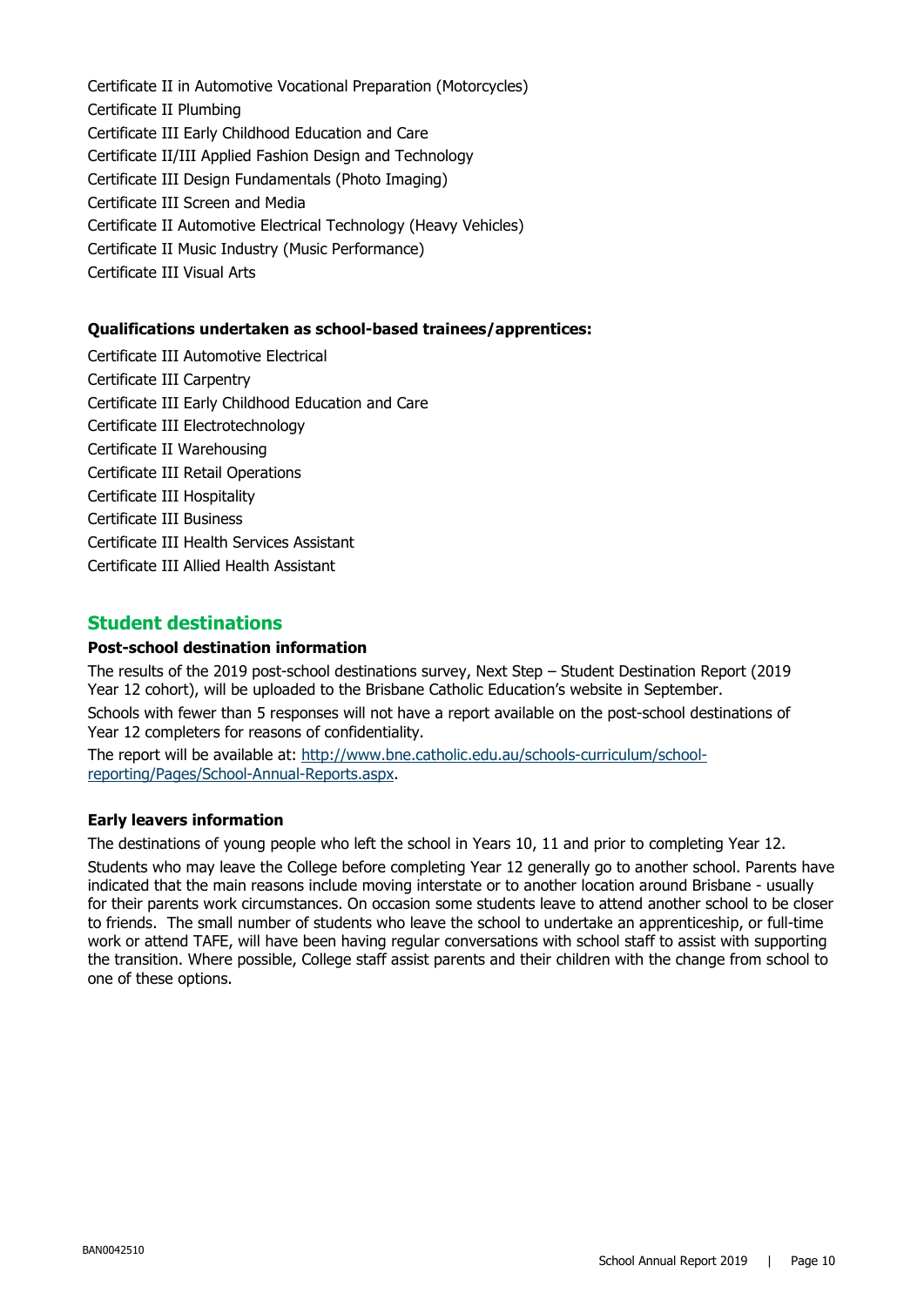Certificate II in Automotive Vocational Preparation (Motorcycles)
Certificate II Plumbing
Certificate III Early Childhood Education and Care
Certificate II/III Applied Fashion Design and Technology
Certificate III Design Fundamentals (Photo Imaging)
Certificate III Screen and Media
Certificate II Automotive Electrical Technology (Heavy Vehicles)
Certificate II Music Industry (Music Performance)
Certificate III Visual Arts

**Qualifications undertaken as school-based trainees/apprentices:**

Certificate III Automotive Electrical
Certificate III Carpentry
Certificate III Early Childhood Education and Care
Certificate III Electrotechnology
Certificate II Warehousing
Certificate III Retail Operations
Certificate III Hospitality
Certificate III Business
Certificate III Health Services Assistant
Certificate III Allied Health Assistant

## Student destinations

**Post-school destination information**

The results of the 2019 post-school destinations survey, Next Step – Student Destination Report (2019 Year 12 cohort), will be uploaded to the Brisbane Catholic Education's website in September.

Schools with fewer than 5 responses will not have a report available on the post-school destinations of Year 12 completers for reasons of confidentiality.

The report will be available at: [http://www.bne.catholic.edu.au/schools-curriculum/school-reporting/Pages/School-Annual-Reports.aspx](http://www.bne.catholic.edu.au/schools-curriculum/school-reporting/Pages/School-Annual-Reports.aspx).

**Early leavers information**

The destinations of young people who left the school in Years 10, 11 and prior to completing Year 12.

Students who may leave the College before completing Year 12 generally go to another school. Parents have indicated that the main reasons include moving interstate or to another location around Brisbane - usually for their parents work circumstances. On occasion some students leave to attend another school to be closer to friends. The small number of students who leave the school to undertake an apprenticeship, or full-time work or attend TAFE, will have been having regular conversations with school staff to assist with supporting the transition. Where possible, College staff assist parents and their children with the change from school to one of these options.